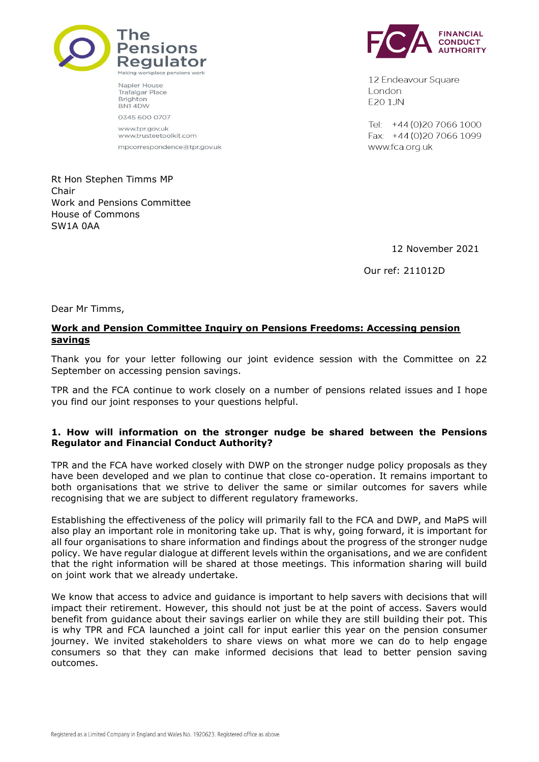The Pensions Regulator
Making workplace pensions work

Napier House
Trafalgar Place
Brighton
BN1 4DW

0345 600 0707

www.tpr.gov.uk
www.trusteetoolkit.com

mpcorrespondence@tpr.gov.uk

FINANCIAL CONDUCT AUTHORITY

12 Endeavour Square
London
E20 1JN

Tel: +44 (0)20 7066 1000
Fax: +44 (0)20 7066 1099
www.fca.org.uk

Rt Hon Stephen Timms MP
Chair
Work and Pensions Committee
House of Commons
SW1A 0AA

12 November 2021

Our ref: 211012D

Dear Mr Timms,

**Work and Pension Committee Inquiry on Pensions Freedoms: Accessing pension savings**

Thank you for your letter following our joint evidence session with the Committee on 22 September on accessing pension savings.

TPR and the FCA continue to work closely on a number of pensions related issues and I hope you find our joint responses to your questions helpful.

**1. How will information on the stronger nudge be shared between the Pensions Regulator and Financial Conduct Authority?**

TPR and the FCA have worked closely with DWP on the stronger nudge policy proposals as they have been developed and we plan to continue that close co-operation. It remains important to both organisations that we strive to deliver the same or similar outcomes for savers while recognising that we are subject to different regulatory frameworks.

Establishing the effectiveness of the policy will primarily fall to the FCA and DWP, and MaPS will also play an important role in monitoring take up. That is why, going forward, it is important for all four organisations to share information and findings about the progress of the stronger nudge policy. We have regular dialogue at different levels within the organisations, and we are confident that the right information will be shared at those meetings. This information sharing will build on joint work that we already undertake.

We know that access to advice and guidance is important to help savers with decisions that will impact their retirement. However, this should not just be at the point of access. Savers would benefit from guidance about their savings earlier on while they are still building their pot. This is why TPR and FCA launched a joint call for input earlier this year on the pension consumer journey. We invited stakeholders to share views on what more we can do to help engage consumers so that they can make informed decisions that lead to better pension saving outcomes.

Registered as a Limited Company in England and Wales No. 1920623. Registered office as above.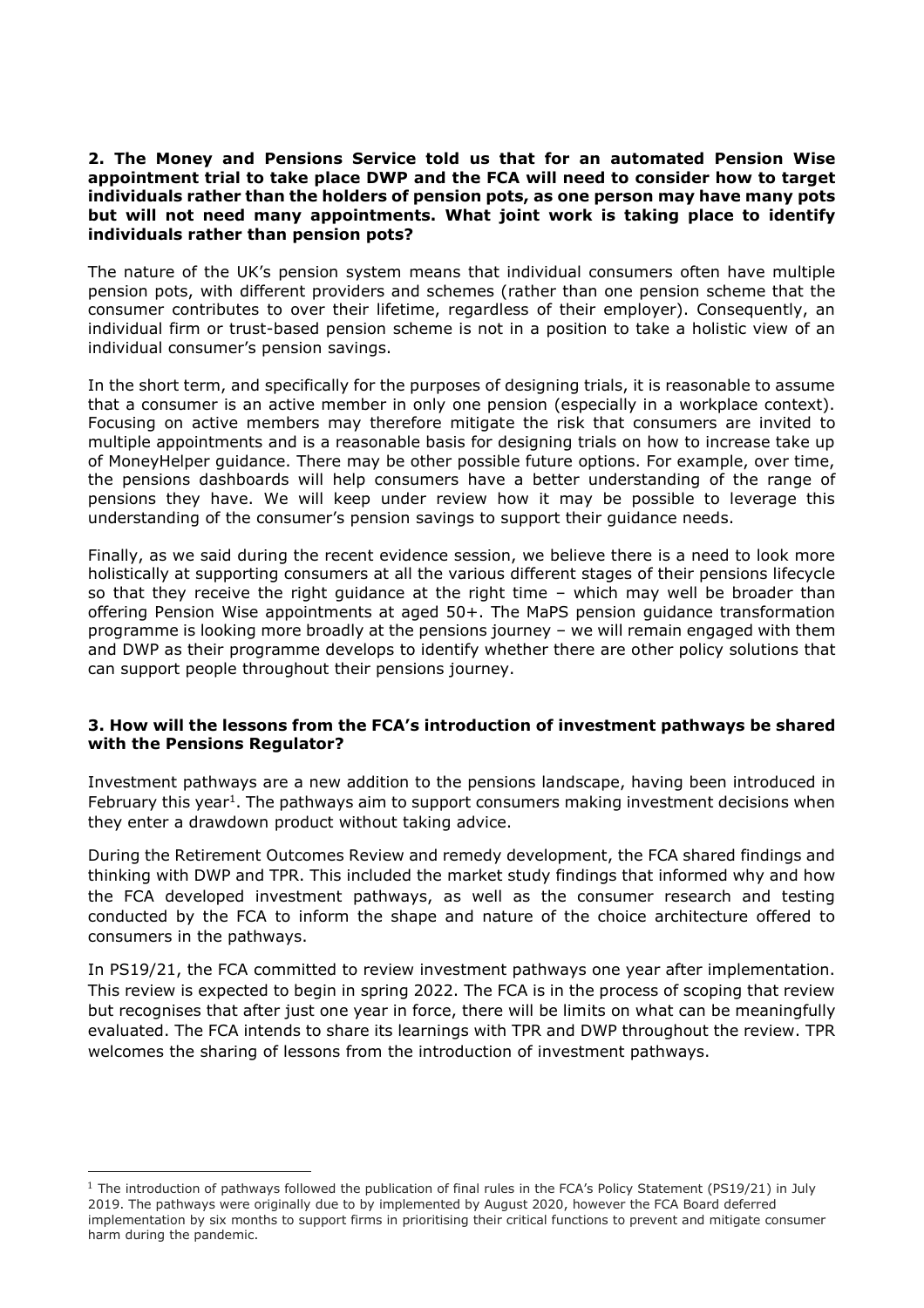**2. The Money and Pensions Service told us that for an automated Pension Wise appointment trial to take place DWP and the FCA will need to consider how to target individuals rather than the holders of pension pots, as one person may have many pots but will not need many appointments. What joint work is taking place to identify individuals rather than pension pots?**

The nature of the UK's pension system means that individual consumers often have multiple pension pots, with different providers and schemes (rather than one pension scheme that the consumer contributes to over their lifetime, regardless of their employer). Consequently, an individual firm or trust-based pension scheme is not in a position to take a holistic view of an individual consumer's pension savings.

In the short term, and specifically for the purposes of designing trials, it is reasonable to assume that a consumer is an active member in only one pension (especially in a workplace context). Focusing on active members may therefore mitigate the risk that consumers are invited to multiple appointments and is a reasonable basis for designing trials on how to increase take up of MoneyHelper guidance. There may be other possible future options. For example, over time, the pensions dashboards will help consumers have a better understanding of the range of pensions they have. We will keep under review how it may be possible to leverage this understanding of the consumer's pension savings to support their guidance needs.

Finally, as we said during the recent evidence session, we believe there is a need to look more holistically at supporting consumers at all the various different stages of their pensions lifecycle so that they receive the right guidance at the right time – which may well be broader than offering Pension Wise appointments at aged 50+. The MaPS pension guidance transformation programme is looking more broadly at the pensions journey – we will remain engaged with them and DWP as their programme develops to identify whether there are other policy solutions that can support people throughout their pensions journey.

**3. How will the lessons from the FCA's introduction of investment pathways be shared with the Pensions Regulator?**

Investment pathways are a new addition to the pensions landscape, having been introduced in February this year[1]. The pathways aim to support consumers making investment decisions when they enter a drawdown product without taking advice.

During the Retirement Outcomes Review and remedy development, the FCA shared findings and thinking with DWP and TPR. This included the market study findings that informed why and how the FCA developed investment pathways, as well as the consumer research and testing conducted by the FCA to inform the shape and nature of the choice architecture offered to consumers in the pathways.

In PS19/21, the FCA committed to review investment pathways one year after implementation. This review is expected to begin in spring 2022. The FCA is in the process of scoping that review but recognises that after just one year in force, there will be limits on what can be meaningfully evaluated. The FCA intends to share its learnings with TPR and DWP throughout the review. TPR welcomes the sharing of lessons from the introduction of investment pathways.

---

[1] The introduction of pathways followed the publication of final rules in the FCA's Policy Statement (PS19/21) in July 2019. The pathways were originally due to by implemented by August 2020, however the FCA Board deferred implementation by six months to support firms in prioritising their critical functions to prevent and mitigate consumer harm during the pandemic.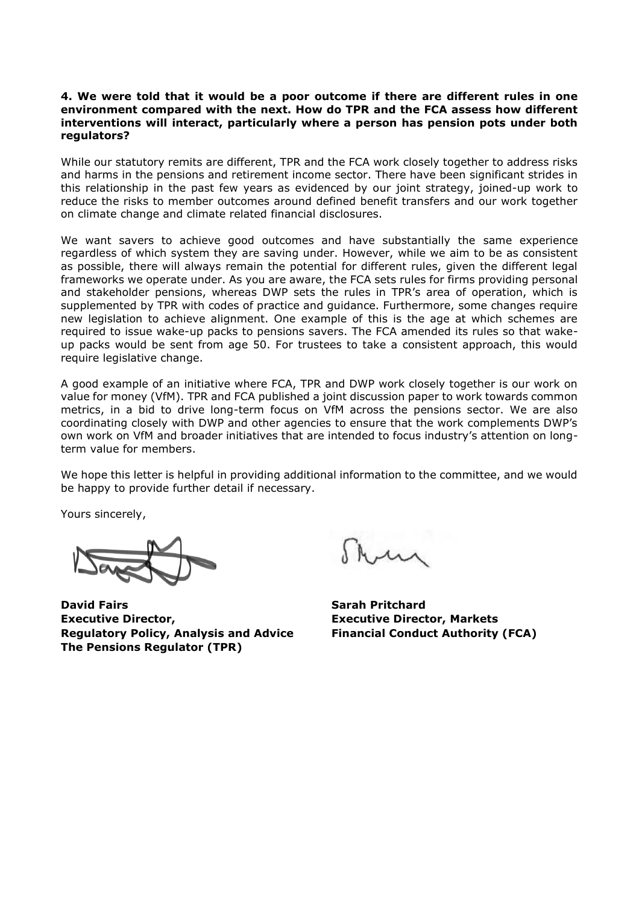**4. We were told that it would be a poor outcome if there are different rules in one environment compared with the next. How do TPR and the FCA assess how different interventions will interact, particularly where a person has pension pots under both regulators?**

While our statutory remits are different, TPR and the FCA work closely together to address risks and harms in the pensions and retirement income sector. There have been significant strides in this relationship in the past few years as evidenced by our joint strategy, joined-up work to reduce the risks to member outcomes around defined benefit transfers and our work together on climate change and climate related financial disclosures.

We want savers to achieve good outcomes and have substantially the same experience regardless of which system they are saving under. However, while we aim to be as consistent as possible, there will always remain the potential for different rules, given the different legal frameworks we operate under. As you are aware, the FCA sets rules for firms providing personal and stakeholder pensions, whereas DWP sets the rules in TPR's area of operation, which is supplemented by TPR with codes of practice and guidance. Furthermore, some changes require new legislation to achieve alignment. One example of this is the age at which schemes are required to issue wake-up packs to pensions savers. The FCA amended its rules so that wake-up packs would be sent from age 50. For trustees to take a consistent approach, this would require legislative change.

A good example of an initiative where FCA, TPR and DWP work closely together is our work on value for money (VfM). TPR and FCA published a joint discussion paper to work towards common metrics, in a bid to drive long-term focus on VfM across the pensions sector. We are also coordinating closely with DWP and other agencies to ensure that the work complements DWP's own work on VfM and broader initiatives that are intended to focus industry's attention on long-term value for members.

We hope this letter is helpful in providing additional information to the committee, and we would be happy to provide further detail if necessary.

Yours sincerely,

**David Fairs**
**Executive Director,**
**Regulatory Policy, Analysis and Advice**
**The Pensions Regulator (TPR)**

**Sarah Pritchard**
**Executive Director, Markets**
**Financial Conduct Authority (FCA)**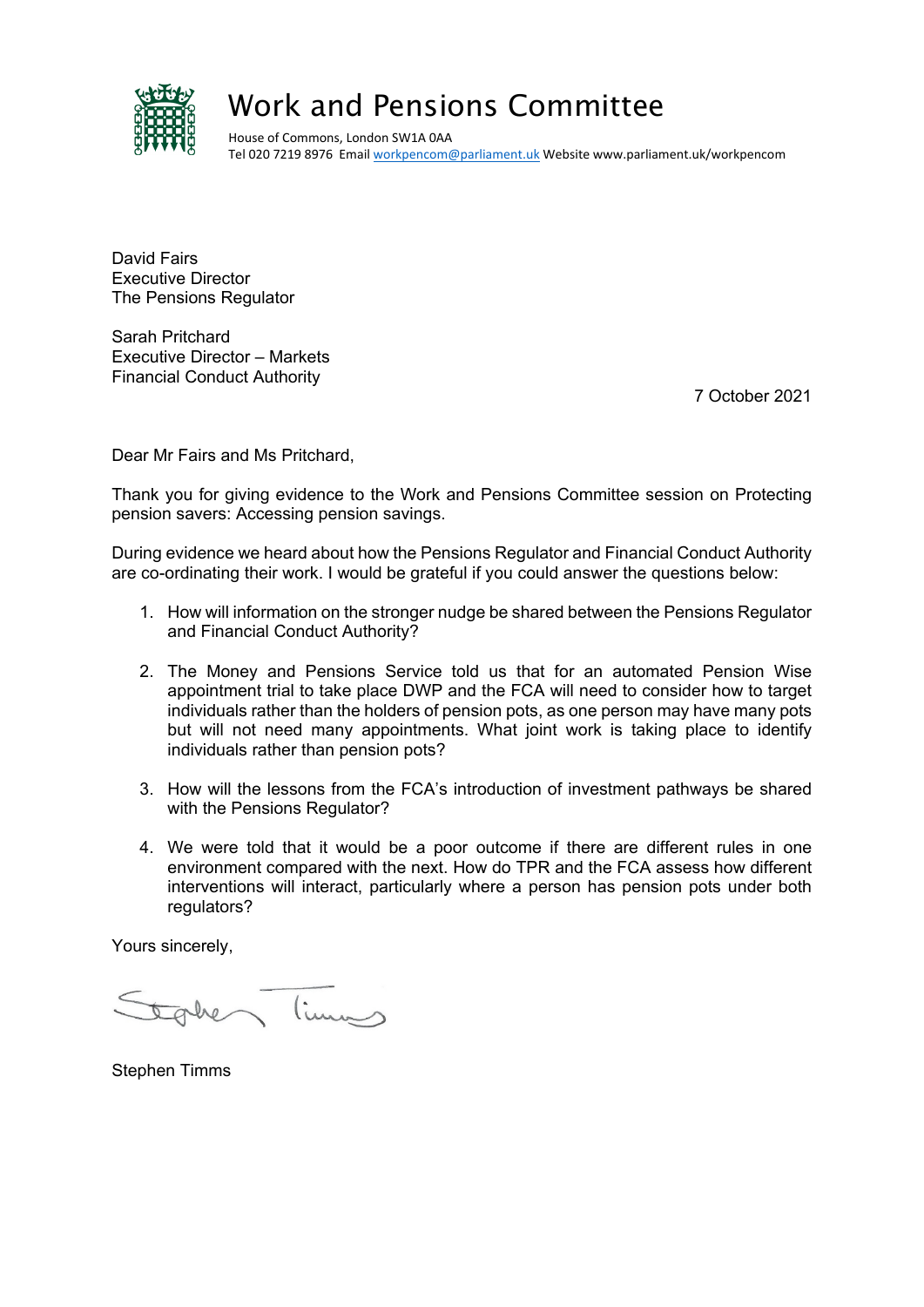# Work and Pensions Committee

House of Commons, London SW1A 0AA
Tel 020 7219 8976 Email workpencom@parliament.uk Website www.parliament.uk/workpencom

David Fairs
Executive Director
The Pensions Regulator

Sarah Pritchard
Executive Director – Markets
Financial Conduct Authority

7 October 2021

Dear Mr Fairs and Ms Pritchard,

Thank you for giving evidence to the Work and Pensions Committee session on Protecting pension savers: Accessing pension savings.

During evidence we heard about how the Pensions Regulator and Financial Conduct Authority are co-ordinating their work. I would be grateful if you could answer the questions below:

1. How will information on the stronger nudge be shared between the Pensions Regulator and Financial Conduct Authority?

2. The Money and Pensions Service told us that for an automated Pension Wise appointment trial to take place DWP and the FCA will need to consider how to target individuals rather than the holders of pension pots, as one person may have many pots but will not need many appointments. What joint work is taking place to identify individuals rather than pension pots?

3. How will the lessons from the FCA's introduction of investment pathways be shared with the Pensions Regulator?

4. We were told that it would be a poor outcome if there are different rules in one environment compared with the next. How do TPR and the FCA assess how different interventions will interact, particularly where a person has pension pots under both regulators?

Yours sincerely,

Stephen Timms